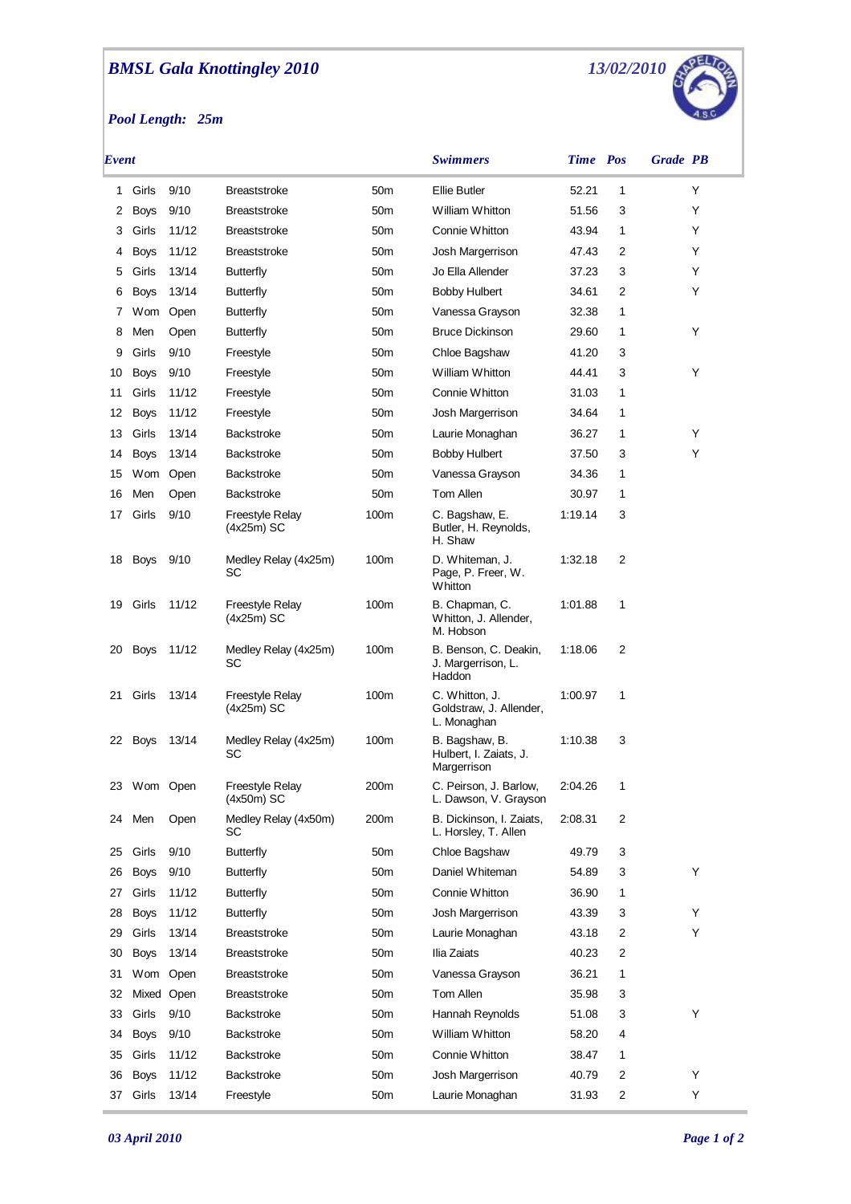# BMSL Gala Knottingley 2010

*13/02/2010*

***Pool Length: 25m***

| Event | | | | | Swimmers | Time | Pos | Grade | PB |
|---|---|---|---|---|---|---|---|---|---|
| 1 | Girls | 9/10 | Breaststroke | 50m | Ellie Butler | 52.21 | 1 | | Y |
| 2 | Boys | 9/10 | Breaststroke | 50m | William Whitton | 51.56 | 3 | | Y |
| 3 | Girls | 11/12 | Breaststroke | 50m | Connie Whitton | 43.94 | 1 | | Y |
| 4 | Boys | 11/12 | Breaststroke | 50m | Josh Margerrison | 47.43 | 2 | | Y |
| 5 | Girls | 13/14 | Butterfly | 50m | Jo Ella Allender | 37.23 | 3 | | Y |
| 6 | Boys | 13/14 | Butterfly | 50m | Bobby Hulbert | 34.61 | 2 | | Y |
| 7 | Wom | Open | Butterfly | 50m | Vanessa Grayson | 32.38 | 1 | | |
| 8 | Men | Open | Butterfly | 50m | Bruce Dickinson | 29.60 | 1 | | Y |
| 9 | Girls | 9/10 | Freestyle | 50m | Chloe Bagshaw | 41.20 | 3 | | |
| 10 | Boys | 9/10 | Freestyle | 50m | William Whitton | 44.41 | 3 | | Y |
| 11 | Girls | 11/12 | Freestyle | 50m | Connie Whitton | 31.03 | 1 | | |
| 12 | Boys | 11/12 | Freestyle | 50m | Josh Margerrison | 34.64 | 1 | | |
| 13 | Girls | 13/14 | Backstroke | 50m | Laurie Monaghan | 36.27 | 1 | | Y |
| 14 | Boys | 13/14 | Backstroke | 50m | Bobby Hulbert | 37.50 | 3 | | Y |
| 15 | Wom | Open | Backstroke | 50m | Vanessa Grayson | 34.36 | 1 | | |
| 16 | Men | Open | Backstroke | 50m | Tom Allen | 30.97 | 1 | | |
| 17 | Girls | 9/10 | Freestyle Relay (4x25m) SC | 100m | C. Bagshaw, E. Butler, H. Reynolds, H. Shaw | 1:19.14 | 3 | | |
| 18 | Boys | 9/10 | Medley Relay (4x25m) SC | 100m | D. Whiteman, J. Page, P. Freer, W. Whitton | 1:32.18 | 2 | | |
| 19 | Girls | 11/12 | Freestyle Relay (4x25m) SC | 100m | B. Chapman, C. Whitton, J. Allender, M. Hobson | 1:01.88 | 1 | | |
| 20 | Boys | 11/12 | Medley Relay (4x25m) SC | 100m | B. Benson, C. Deakin, J. Margerrison, L. Haddon | 1:18.06 | 2 | | |
| 21 | Girls | 13/14 | Freestyle Relay (4x25m) SC | 100m | C. Whitton, J. Goldstraw, J. Allender, L. Monaghan | 1:00.97 | 1 | | |
| 22 | Boys | 13/14 | Medley Relay (4x25m) SC | 100m | B. Bagshaw, B. Hulbert, I. Zaiats, J. Margerrison | 1:10.38 | 3 | | |
| 23 | Wom | Open | Freestyle Relay (4x50m) SC | 200m | C. Peirson, J. Barlow, L. Dawson, V. Grayson | 2:04.26 | 1 | | |
| 24 | Men | Open | Medley Relay (4x50m) SC | 200m | B. Dickinson, I. Zaiats, L. Horsley, T. Allen | 2:08.31 | 2 | | |
| 25 | Girls | 9/10 | Butterfly | 50m | Chloe Bagshaw | 49.79 | 3 | | |
| 26 | Boys | 9/10 | Butterfly | 50m | Daniel Whiteman | 54.89 | 3 | | Y |
| 27 | Girls | 11/12 | Butterfly | 50m | Connie Whitton | 36.90 | 1 | | |
| 28 | Boys | 11/12 | Butterfly | 50m | Josh Margerrison | 43.39 | 3 | | Y |
| 29 | Girls | 13/14 | Breaststroke | 50m | Laurie Monaghan | 43.18 | 2 | | Y |
| 30 | Boys | 13/14 | Breaststroke | 50m | Ilia Zaiats | 40.23 | 2 | | |
| 31 | Wom | Open | Breaststroke | 50m | Vanessa Grayson | 36.21 | 1 | | |
| 32 | Mixed | Open | Breaststroke | 50m | Tom Allen | 35.98 | 3 | | |
| 33 | Girls | 9/10 | Backstroke | 50m | Hannah Reynolds | 51.08 | 3 | | Y |
| 34 | Boys | 9/10 | Backstroke | 50m | William Whitton | 58.20 | 4 | | |
| 35 | Girls | 11/12 | Backstroke | 50m | Connie Whitton | 38.47 | 1 | | |
| 36 | Boys | 11/12 | Backstroke | 50m | Josh Margerrison | 40.79 | 2 | | Y |
| 37 | Girls | 13/14 | Freestyle | 50m | Laurie Monaghan | 31.93 | 2 | | Y |

*03 April 2010*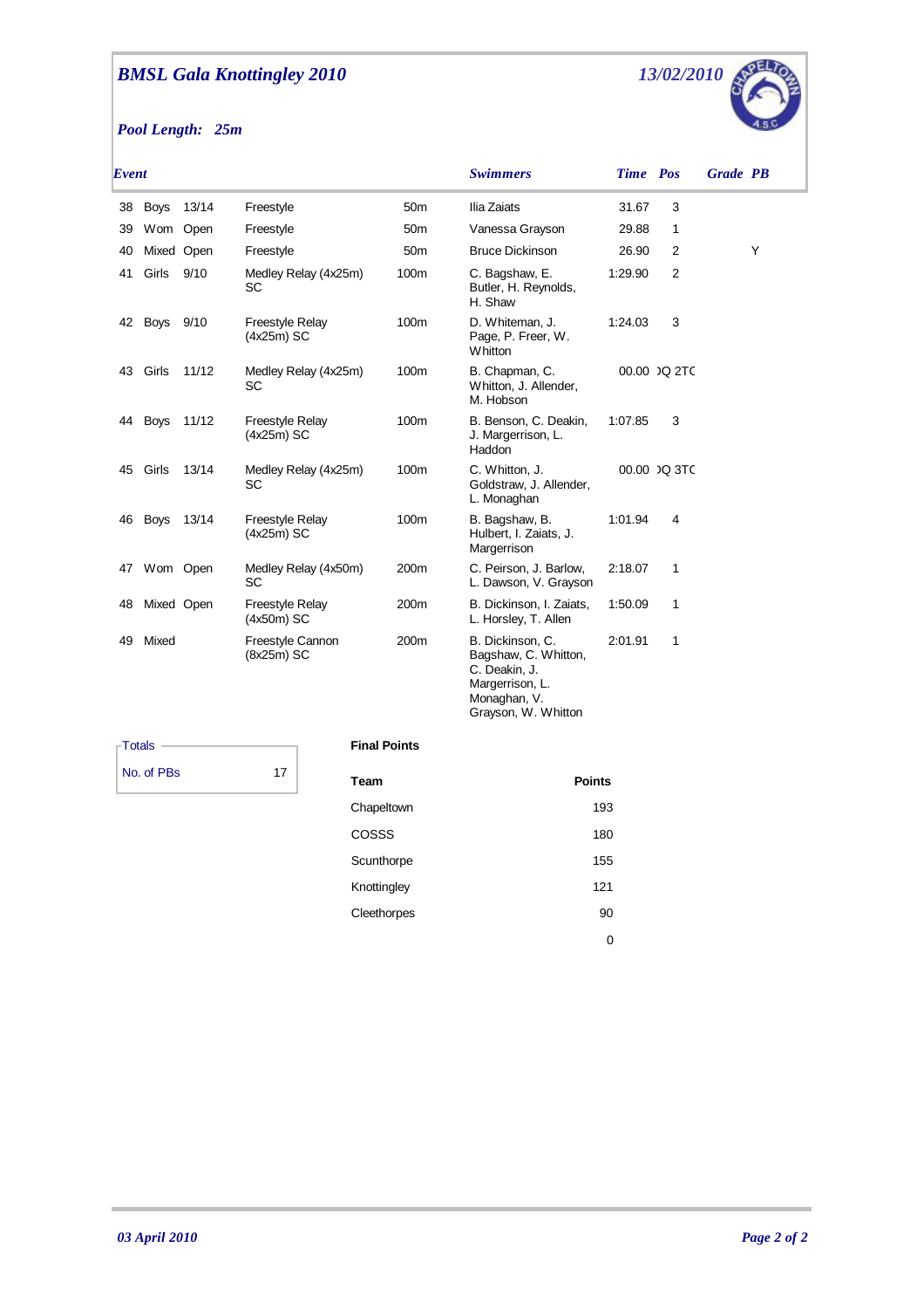# *BMSL Gala Knottingley 2010*

*13/02/2010*

*Pool Length: 25m*

| Event | | | | | Swimmers | Time | Pos | Grade | PB |
|---|---|---|---|---|---|---|---|---|---|
| 38 | Boys | 13/14 | Freestyle | 50m | Ilia Zaiats | 31.67 | 3 | | |
| 39 | Wom | Open | Freestyle | 50m | Vanessa Grayson | 29.88 | 1 | | |
| 40 | Mixed | Open | Freestyle | 50m | Bruce Dickinson | 26.90 | 2 | | Y |
| 41 | Girls | 9/10 | Medley Relay (4x25m) SC | 100m | C. Bagshaw, E. Butler, H. Reynolds, H. Shaw | 1:29.90 | 2 | | |
| 42 | Boys | 9/10 | Freestyle Relay (4x25m) SC | 100m | D. Whiteman, J. Page, P. Freer, W. Whitton | 1:24.03 | 3 | | |
| 43 | Girls | 11/12 | Medley Relay (4x25m) SC | 100m | B. Chapman, C. Whitton, J. Allender, M. Hobson | 00.00 | )Q 2TC | | |
| 44 | Boys | 11/12 | Freestyle Relay (4x25m) SC | 100m | B. Benson, C. Deakin, J. Margerrison, L. Haddon | 1:07.85 | 3 | | |
| 45 | Girls | 13/14 | Medley Relay (4x25m) SC | 100m | C. Whitton, J. Goldstraw, J. Allender, L. Monaghan | 00.00 | )Q 3TC | | |
| 46 | Boys | 13/14 | Freestyle Relay (4x25m) SC | 100m | B. Bagshaw, B. Hulbert, I. Zaiats, J. Margerrison | 1:01.94 | 4 | | |
| 47 | Wom | Open | Medley Relay (4x50m) SC | 200m | C. Peirson, J. Barlow, L. Dawson, V. Grayson | 2:18.07 | 1 | | |
| 48 | Mixed | Open | Freestyle Relay (4x50m) SC | 200m | B. Dickinson, I. Zaiats, L. Horsley, T. Allen | 1:50.09 | 1 | | |
| 49 | Mixed | | Freestyle Cannon (8x25m) SC | 200m | B. Dickinson, C. Bagshaw, C. Whitton, C. Deakin, J. Margerrison, L. Monaghan, V. Grayson, W. Whitton | 2:01.91 | 1 | | |

**Totals**

| | |
|---|---|
| No. of PBs | 17 |

**Final Points**

| Team | Points |
|---|---|
| Chapeltown | 193 |
| COSSS | 180 |
| Scunthorpe | 155 |
| Knottingley | 121 |
| Cleethorpes | 90 |
| | 0 |

*03 April 2010*